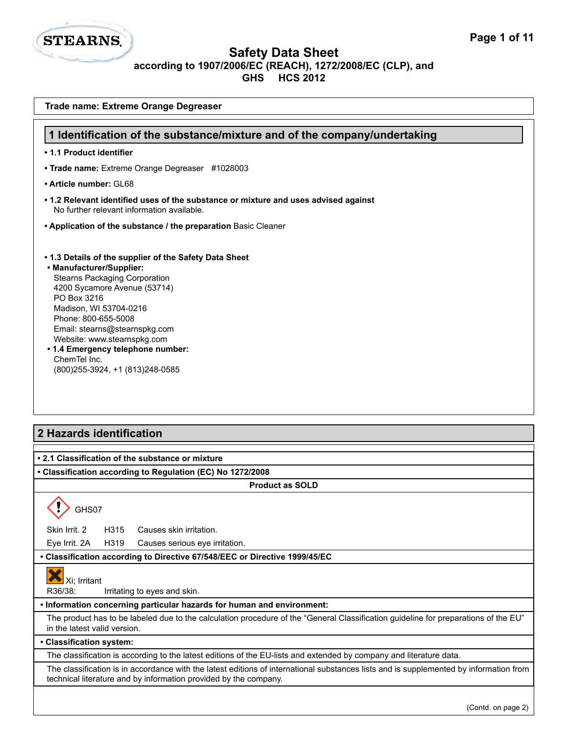# Safety Data Sheet
**according to 1907/2006/EC (REACH), 1272/2008/EC (CLP), and GHS HCS 2012**

**Trade name: Extreme Orange Degreaser**

## 1 Identification of the substance/mixture and of the company/undertaking

- **1.1 Product identifier**
- **Trade name:** Extreme Orange Degreaser #1028003
- **Article number:** GL68
- **1.2 Relevant identified uses of the substance or mixture and uses advised against**
  No further relevant information available.
- **Application of the substance / the preparation** Basic Cleaner

- **1.3 Details of the supplier of the Safety Data Sheet**
- **Manufacturer/Supplier:**
  Stearns Packaging Corporation
  4200 Sycamore Avenue (53714)
  PO Box 3216
  Madison, WI 53704-0216
  Phone: 800-655-5008
  Email: stearns@stearnspkg.com
  Website: www.stearnspkg.com
- **1.4 Emergency telephone number:**
  ChemTel Inc.
  (800)255-3924, +1 (813)248-0585

## 2 Hazards identification

- **2.1 Classification of the substance or mixture**
- **Classification according to Regulation (EC) No 1272/2008**

**Product as SOLD**

GHS07

| | | |
|---|---|---|
| Skin Irrit. 2 | H315 | Causes skin irritation. |
| Eye Irrit. 2A | H319 | Causes serious eye irritation. |

- **Classification according to Directive 67/548/EEC or Directive 1999/45/EC**

Xi; Irritant

R36/38: Irritating to eyes and skin.

- **Information concerning particular hazards for human and environment:**

The product has to be labeled due to the calculation procedure of the "General Classification guideline for preparations of the EU" in the latest valid version.

- **Classification system:**

The classification is according to the latest editions of the EU-lists and extended by company and literature data.

The classification is in accordance with the latest editions of international substances lists and is supplemented by information from technical literature and by information provided by the company.

(Contd. on page 2)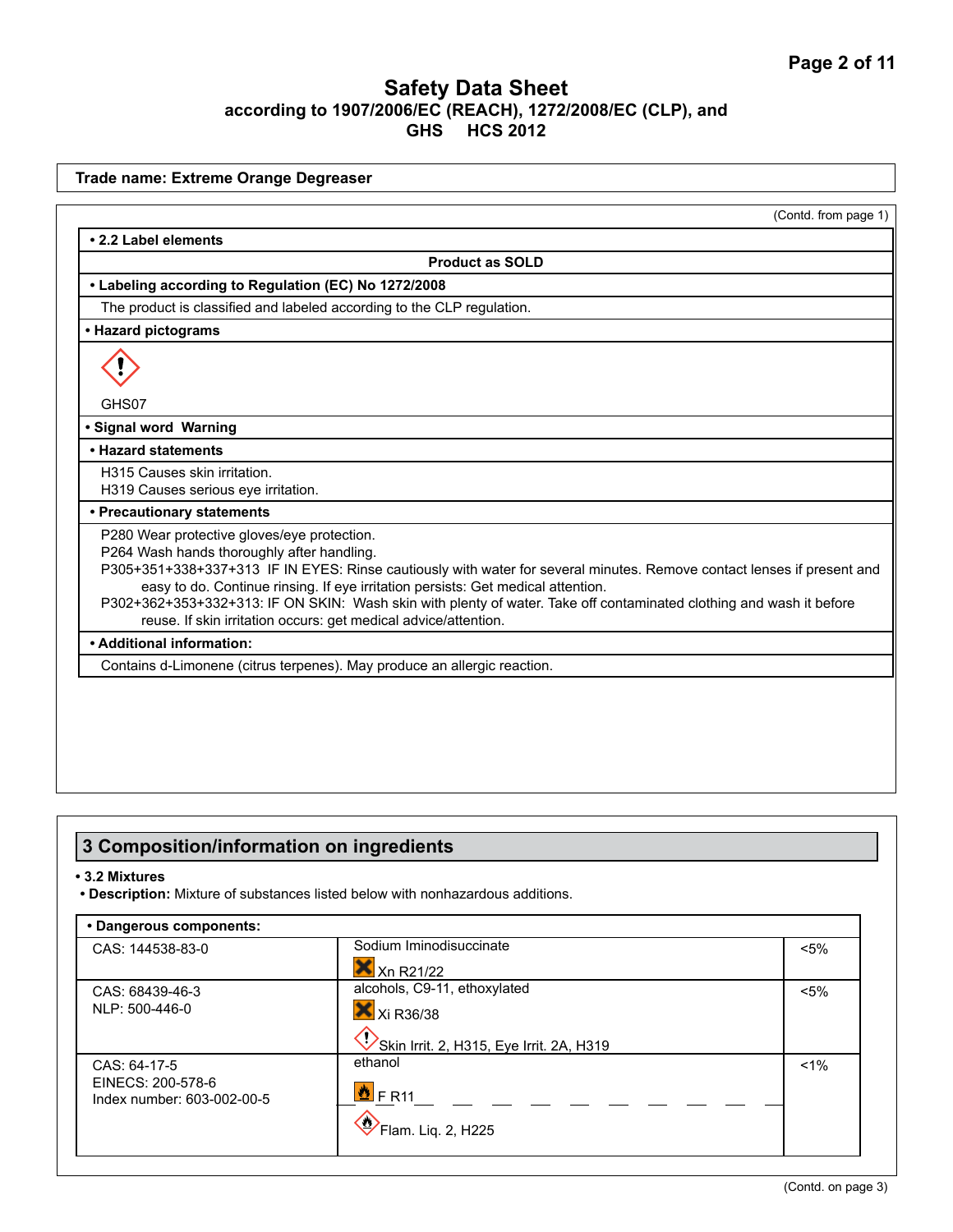# Safety Data Sheet

according to 1907/2006/EC (REACH), 1272/2008/EC (CLP), and GHS HCS 2012

**Trade name: Extreme Orange Degreaser**

(Contd. from page 1)

**• 2.2 Label elements**

**Product as SOLD**

**• Labeling according to Regulation (EC) No 1272/2008**

The product is classified and labeled according to the CLP regulation.

**• Hazard pictograms**

GHS07

**• Signal word** Warning

**• Hazard statements**

H315 Causes skin irritation.
H319 Causes serious eye irritation.

**• Precautionary statements**

P280 Wear protective gloves/eye protection.
P264 Wash hands thoroughly after handling.
P305+351+338+337+313 IF IN EYES: Rinse cautiously with water for several minutes. Remove contact lenses if present and easy to do. Continue rinsing. If eye irritation persists: Get medical attention.
P302+362+353+332+313: IF ON SKIN: Wash skin with plenty of water. Take off contaminated clothing and wash it before reuse. If skin irritation occurs: get medical advice/attention.

**• Additional information:**

Contains d-Limonene (citrus terpenes). May produce an allergic reaction.

## 3 Composition/information on ingredients

**• 3.2 Mixtures**

**• Description:** Mixture of substances listed below with nonhazardous additions.

**• Dangerous components:**

| | | |
|---|---|---|
| CAS: 144538-83-0 | Sodium Iminodisuccinate<br>Xn R21/22 | <5% |
| CAS: 68439-46-3<br>NLP: 500-446-0 | alcohols, C9-11, ethoxylated<br>Xi R36/38<br>Skin Irrit. 2, H315, Eye Irrit. 2A, H319 | <5% |
| CAS: 64-17-5<br>EINECS: 200-578-6<br>Index number: 603-002-00-5 | ethanol<br>F R11<br>Flam. Liq. 2, H225 | <1% |

(Contd. on page 3)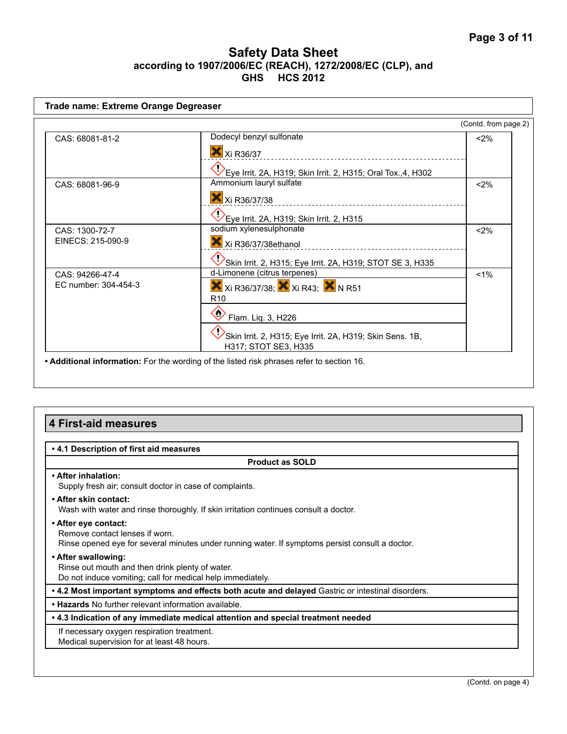# Safety Data Sheet
**according to 1907/2006/EC (REACH), 1272/2008/EC (CLP), and GHS HCS 2012**

**Trade name: Extreme Orange Degreaser**

(Contd. from page 2)

| | | |
|---|---|---|
| CAS: 68081-81-2 | Dodecyl benzyl sulfonate<br>Xi R36/37<br>Eye Irrit. 2A, H319; Skin Irrit. 2, H315; Oral Tox.,4, H302 | <2% |
| CAS: 68081-96-9 | Ammonium lauryl sulfate<br>Xi R36/37/38<br>Eye Irrit. 2A, H319; Skin Irrit. 2, H315 | <2% |
| CAS: 1300-72-7<br>EINECS: 215-090-9 | sodium xylenesulphonate<br>Xi R36/37/38ethanol<br>Skin Irrit. 2, H315; Eye Irrit. 2A, H319; STOT SE 3, H335 | <2% |
| CAS: 94266-47-4<br>EC number: 304-454-3 | d-Limonene (citrus terpenes)<br>Xi R36/37/38; Xi R43; N R51<br>R10<br>Flam. Liq. 3, H226<br>Skin Irrit. 2, H315; Eye Irrit. 2A, H319; Skin Sens. 1B, H317; STOT SE3, H335 | <1% |

• **Additional information:** For the wording of the listed risk phrases refer to section 16.

## 4 First-aid measures

• **4.1 Description of first aid measures**

**Product as SOLD**

• **After inhalation:**
Supply fresh air; consult doctor in case of complaints.

• **After skin contact:**
Wash with water and rinse thoroughly. If skin irritation continues consult a doctor.

• **After eye contact:**
Remove contact lenses if worn.
Rinse opened eye for several minutes under running water. If symptoms persist consult a doctor.

• **After swallowing:**
Rinse out mouth and then drink plenty of water.
Do not induce vomiting; call for medical help immediately.

• **4.2 Most important symptoms and effects both acute and delayed** Gastric or intestinal disorders.

• **Hazards** No further relevant information available.

• **4.3 Indication of any immediate medical attention and special treatment needed**

If necessary oxygen respiration treatment.
Medical supervision for at least 48 hours.

(Contd. on page 4)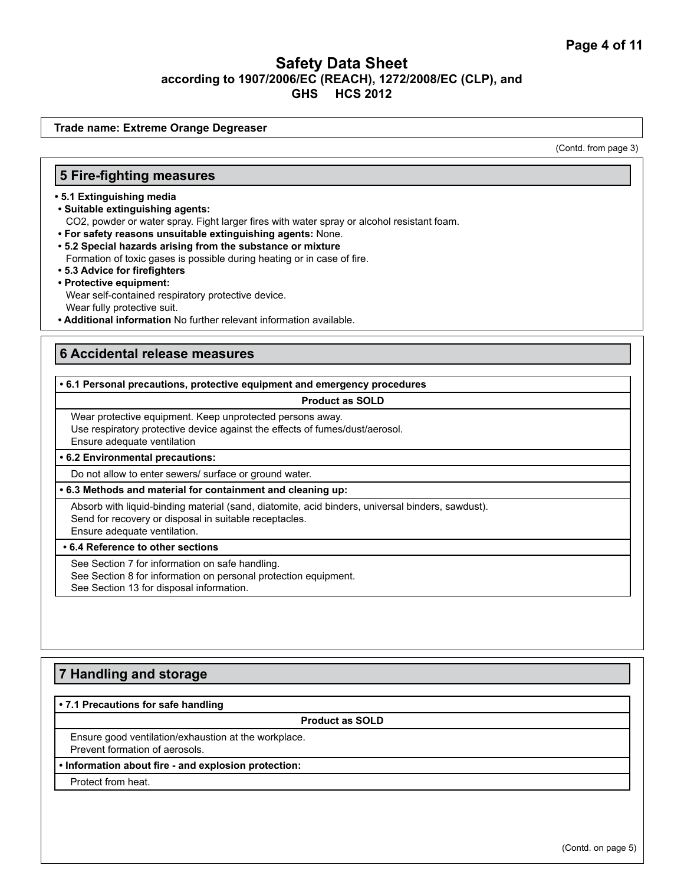# Safety Data Sheet
**according to 1907/2006/EC (REACH), 1272/2008/EC (CLP), and GHS HCS 2012**

**Trade name: Extreme Orange Degreaser**

(Contd. from page 3)

## 5 Fire-fighting measures

- **5.1 Extinguishing media**
- **Suitable extinguishing agents:**
  $CO_2$, powder or water spray. Fight larger fires with water spray or alcohol resistant foam.
- **For safety reasons unsuitable extinguishing agents:** None.
- **5.2 Special hazards arising from the substance or mixture**
  Formation of toxic gases is possible during heating or in case of fire.
- **5.3 Advice for firefighters**
- **Protective equipment:**
  Wear self-contained respiratory protective device.
  Wear fully protective suit.
- **Additional information** No further relevant information available.

## 6 Accidental release measures

**• 6.1 Personal precautions, protective equipment and emergency procedures**

**Product as SOLD**

Wear protective equipment. Keep unprotected persons away.
Use respiratory protective device against the effects of fumes/dust/aerosol.
Ensure adequate ventilation

**• 6.2 Environmental precautions:**

Do not allow to enter sewers/ surface or ground water.

**• 6.3 Methods and material for containment and cleaning up:**

Absorb with liquid-binding material (sand, diatomite, acid binders, universal binders, sawdust).
Send for recovery or disposal in suitable receptacles.
Ensure adequate ventilation.

**• 6.4 Reference to other sections**

See Section 7 for information on safe handling.
See Section 8 for information on personal protection equipment.
See Section 13 for disposal information.

## 7 Handling and storage

**• 7.1 Precautions for safe handling**

**Product as SOLD**

Ensure good ventilation/exhaustion at the workplace.
Prevent formation of aerosols.

**• Information about fire - and explosion protection:**

Protect from heat.

(Contd. on page 5)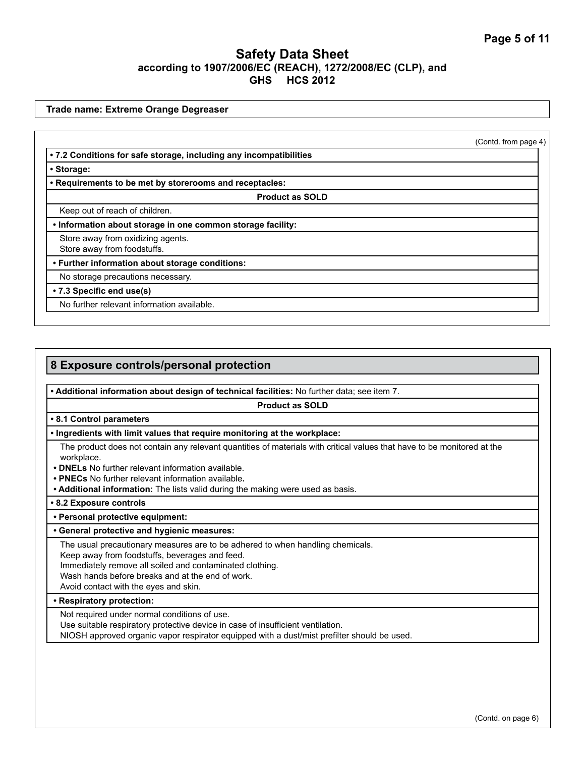# Safety Data Sheet
**according to 1907/2006/EC (REACH), 1272/2008/EC (CLP), and GHS HCS 2012**

**Trade name: Extreme Orange Degreaser**

(Contd. from page 4)

**• 7.2 Conditions for safe storage, including any incompatibilities**

**• Storage:**

**• Requirements to be met by storerooms and receptacles:**

**Product as SOLD**

Keep out of reach of children.

**• Information about storage in one common storage facility:**

Store away from oxidizing agents.
Store away from foodstuffs.

**• Further information about storage conditions:**

No storage precautions necessary.

**• 7.3 Specific end use(s)**

No further relevant information available.

## 8 Exposure controls/personal protection

**• Additional information about design of technical facilities:** No further data; see item 7.

**Product as SOLD**

**• 8.1 Control parameters**

**• Ingredients with limit values that require monitoring at the workplace:**

The product does not contain any relevant quantities of materials with critical values that have to be monitored at the workplace.

**• DNELs** No further relevant information available.

**• PNECs** No further relevant information available.

**• Additional information:** The lists valid during the making were used as basis.

**• 8.2 Exposure controls**

**• Personal protective equipment:**

**• General protective and hygienic measures:**

The usual precautionary measures are to be adhered to when handling chemicals.
Keep away from foodstuffs, beverages and feed.
Immediately remove all soiled and contaminated clothing.
Wash hands before breaks and at the end of work.
Avoid contact with the eyes and skin.

**• Respiratory protection:**

Not required under normal conditions of use.
Use suitable respiratory protective device in case of insufficient ventilation.
NIOSH approved organic vapor respirator equipped with a dust/mist prefilter should be used.

(Contd. on page 6)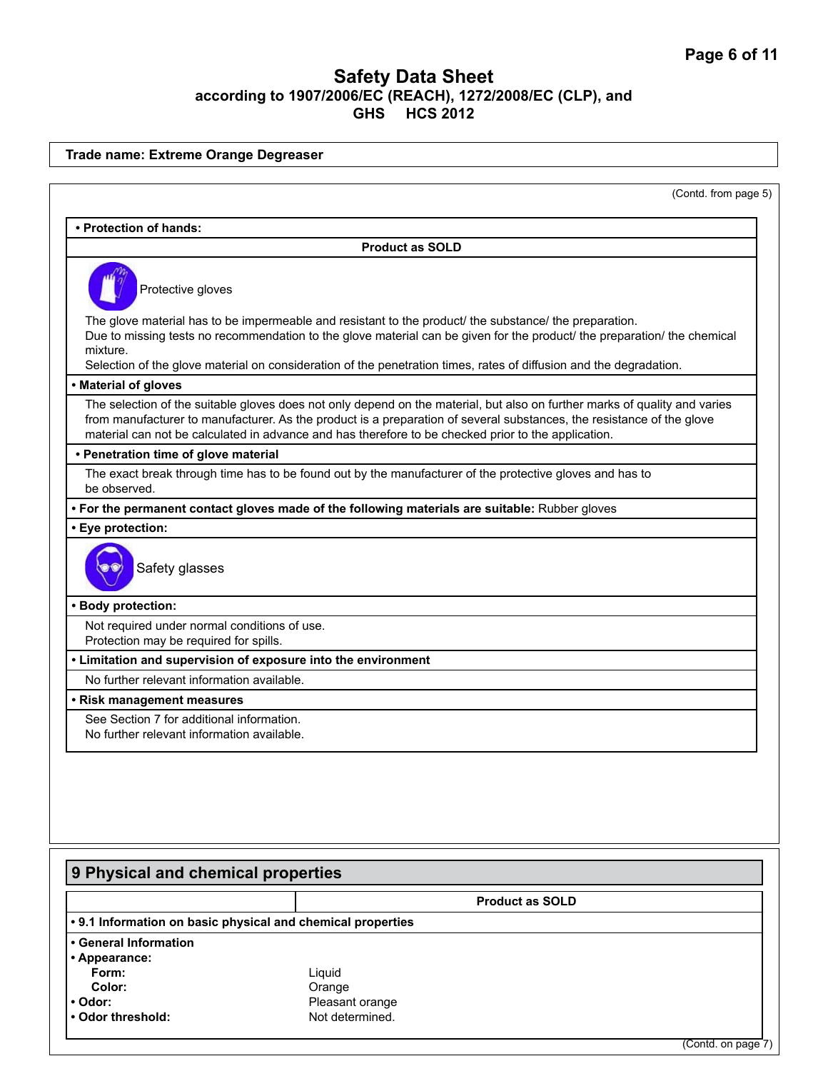Trade name: Extreme Orange Degreaser

(Contd. from page 5)

**• Protection of hands:**

**Product as SOLD**

Protective gloves

The glove material has to be impermeable and resistant to the product/ the substance/ the preparation.
Due to missing tests no recommendation to the glove material can be given for the product/ the preparation/ the chemical mixture.
Selection of the glove material on consideration of the penetration times, rates of diffusion and the degradation.

**• Material of gloves**

The selection of the suitable gloves does not only depend on the material, but also on further marks of quality and varies from manufacturer to manufacturer. As the product is a preparation of several substances, the resistance of the glove material can not be calculated in advance and has therefore to be checked prior to the application.

**• Penetration time of glove material**

The exact break through time has to be found out by the manufacturer of the protective gloves and has to be observed.

**• For the permanent contact gloves made of the following materials are suitable:** Rubber gloves

**• Eye protection:**

Safety glasses

**• Body protection:**

Not required under normal conditions of use.
Protection may be required for spills.

**• Limitation and supervision of exposure into the environment**

No further relevant information available.

**• Risk management measures**

See Section 7 for additional information.
No further relevant information available.

## 9 Physical and chemical properties

| | **Product as SOLD** |
|---|---|
| **• 9.1 Information on basic physical and chemical properties** | |
| **• General Information** | |
| **• Appearance:** | |
| **Form:** | Liquid |
| **Color:** | Orange |
| **• Odor:** | Pleasant orange |
| **• Odor threshold:** | Not determined. |

(Contd. on page 7)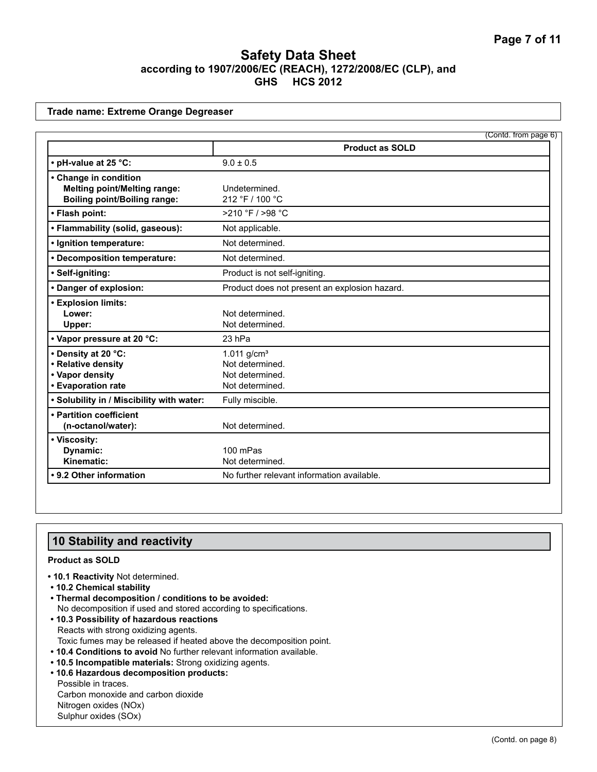# Safety Data Sheet

**according to 1907/2006/EC (REACH), 1272/2008/EC (CLP), and GHS HCS 2012**

**Trade name: Extreme Orange Degreaser**

(Contd. from page 6)

| | **Product as SOLD** |
|---|---|
| **• pH-value at 25 °C:** | 9.0 ± 0.5 |
| **• Change in condition**<br>**Melting point/Melting range:**<br>**Boiling point/Boiling range:** | <br>Undetermined.<br>212 °F / 100 °C |
| **• Flash point:** | >210 °F / >98 °C |
| **• Flammability (solid, gaseous):** | Not applicable. |
| **• Ignition temperature:** | Not determined. |
| **• Decomposition temperature:** | Not determined. |
| **• Self-igniting:** | Product is not self-igniting. |
| **• Danger of explosion:** | Product does not present an explosion hazard. |
| **• Explosion limits:**<br>**Lower:**<br>**Upper:** | <br>Not determined.<br>Not determined. |
| **• Vapor pressure at 20 °C:** | 23 hPa |
| **• Density at 20 °C:**<br>**• Relative density**<br>**• Vapor density**<br>**• Evaporation rate** | 1.011 g/cm³<br>Not determined.<br>Not determined.<br>Not determined. |
| **• Solubility in / Miscibility with water:** | Fully miscible. |
| **• Partition coefficient (n-octanol/water):** | Not determined. |
| **• Viscosity:**<br>**Dynamic:**<br>**Kinematic:** | <br>100 mPas<br>Not determined. |
| **• 9.2 Other information** | No further relevant information available. |

## 10 Stability and reactivity

**Product as SOLD**

- **10.1 Reactivity** Not determined.
- **10.2 Chemical stability**
- **Thermal decomposition / conditions to be avoided:**
  No decomposition if used and stored according to specifications.
- **10.3 Possibility of hazardous reactions**
  Reacts with strong oxidizing agents.
  Toxic fumes may be released if heated above the decomposition point.
- **10.4 Conditions to avoid** No further relevant information available.
- **10.5 Incompatible materials:** Strong oxidizing agents.
- **10.6 Hazardous decomposition products:**
  Possible in traces.
  Carbon monoxide and carbon dioxide
  Nitrogen oxides (NOx)
  Sulphur oxides (SOx)

(Contd. on page 8)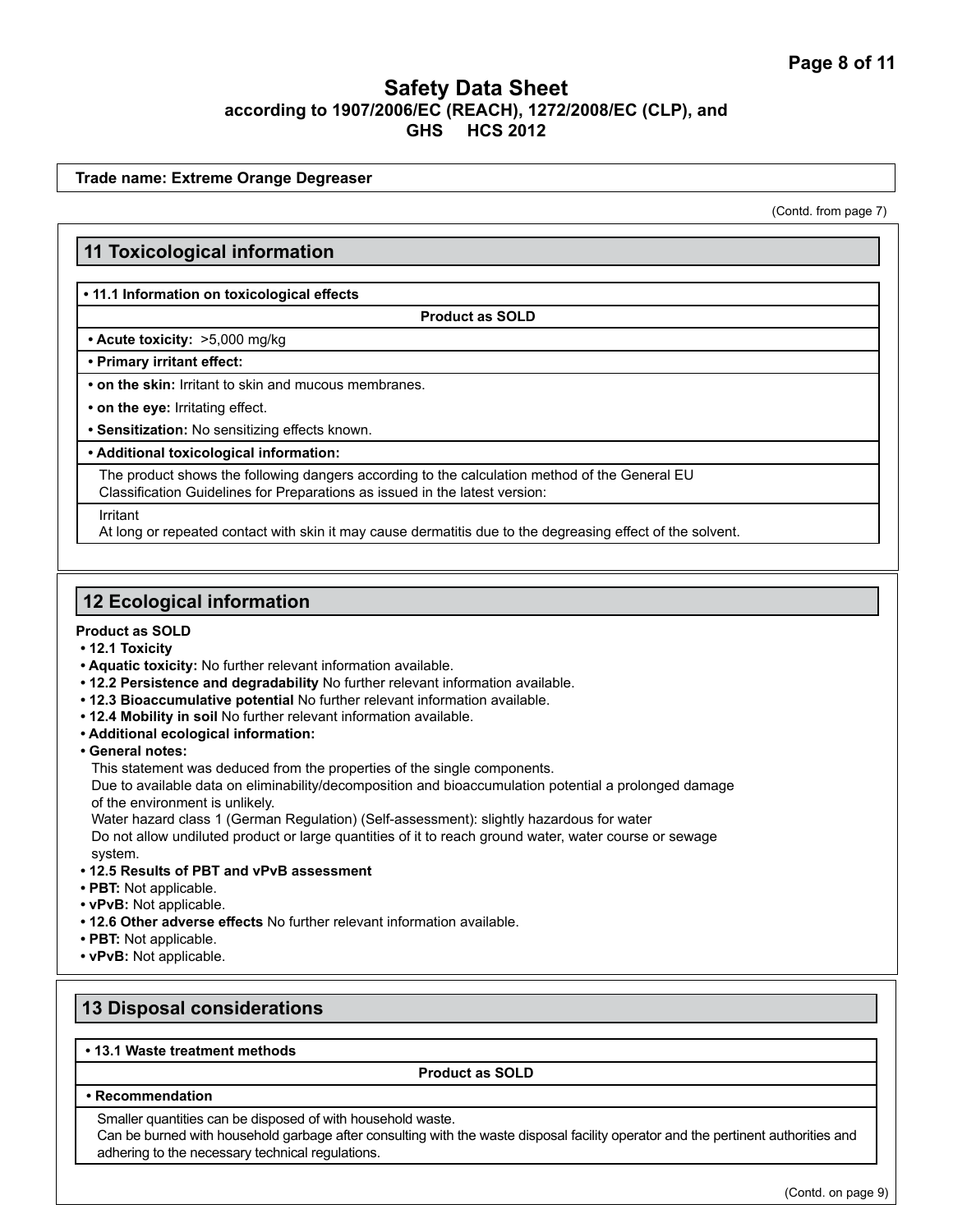# Safety Data Sheet
**according to 1907/2006/EC (REACH), 1272/2008/EC (CLP), and GHS HCS 2012**

**Trade name: Extreme Orange Degreaser**

(Contd. from page 7)

## 11 Toxicological information

**• 11.1 Information on toxicological effects**

**Product as SOLD**

**• Acute toxicity:** >5,000 mg/kg

**• Primary irritant effect:**

**• on the skin:** Irritant to skin and mucous membranes.

**• on the eye:** Irritating effect.

**• Sensitization:** No sensitizing effects known.

**• Additional toxicological information:**

The product shows the following dangers according to the calculation method of the General EU Classification Guidelines for Preparations as issued in the latest version:

Irritant
At long or repeated contact with skin it may cause dermatitis due to the degreasing effect of the solvent.

## 12 Ecological information

**Product as SOLD**

- **12.1 Toxicity**
- **Aquatic toxicity:** No further relevant information available.
- **12.2 Persistence and degradability** No further relevant information available.
- **12.3 Bioaccumulative potential** No further relevant information available.
- **12.4 Mobility in soil** No further relevant information available.
- **Additional ecological information:**
- **General notes:**

  This statement was deduced from the properties of the single components.
  Due to available data on eliminability/decomposition and bioaccumulation potential a prolonged damage of the environment is unlikely.
  Water hazard class 1 (German Regulation) (Self-assessment): slightly hazardous for water
  Do not allow undiluted product or large quantities of it to reach ground water, water course or sewage system.
- **12.5 Results of PBT and vPvB assessment**
- **PBT:** Not applicable.
- **vPvB:** Not applicable.
- **12.6 Other adverse effects** No further relevant information available.
- **PBT:** Not applicable.
- **vPvB:** Not applicable.

## 13 Disposal considerations

**• 13.1 Waste treatment methods**

**Product as SOLD**

**• Recommendation**

Smaller quantities can be disposed of with household waste.
Can be burned with household garbage after consulting with the waste disposal facility operator and the pertinent authorities and adhering to the necessary technical regulations.

(Contd. on page 9)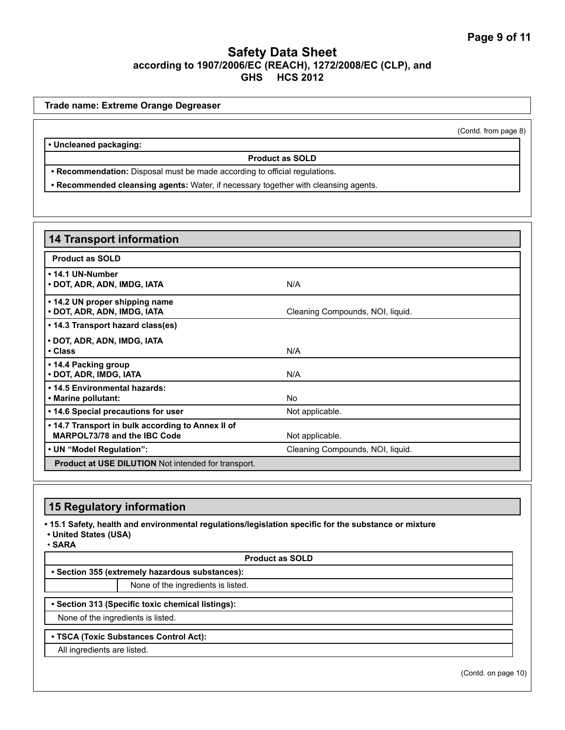**Trade name: Extreme Orange Degreaser**

(Contd. from page 8)

- **Uncleaned packaging:**

**Product as SOLD**

- **Recommendation:** Disposal must be made according to official regulations.
- **Recommended cleansing agents:** Water, if necessary together with cleansing agents.

## 14 Transport information

| **Product as SOLD** | |
|---|---|
| **• 14.1 UN-Number**<br>**• DOT, ADR, ADN, IMDG, IATA** | N/A |
| **• 14.2 UN proper shipping name**<br>**• DOT, ADR, ADN, IMDG, IATA** | Cleaning Compounds, NOI, liquid. |
| **• 14.3 Transport hazard class(es)**<br>**• DOT, ADR, ADN, IMDG, IATA**<br>**• Class** | N/A |
| **• 14.4 Packing group**<br>**• DOT, ADR, IMDG, IATA** | N/A |
| **• 14.5 Environmental hazards:**<br>**• Marine pollutant:** | No |
| **• 14.6 Special precautions for user** | Not applicable. |
| **• 14.7 Transport in bulk according to Annex II of MARPOL73/78 and the IBC Code** | Not applicable. |
| **• UN "Model Regulation":** | Cleaning Compounds, NOI, liquid. |

**Product at USE DILUTION** Not intended for transport.

## 15 Regulatory information

- **15.1 Safety, health and environmental regulations/legislation specific for the substance or mixture**
- **United States (USA)**
- **SARA**

**Product as SOLD**

- **Section 355 (extremely hazardous substances):**

None of the ingredients is listed.

- **Section 313 (Specific toxic chemical listings):**

None of the ingredients is listed.

- **TSCA (Toxic Substances Control Act):**

All ingredients are listed.

(Contd. on page 10)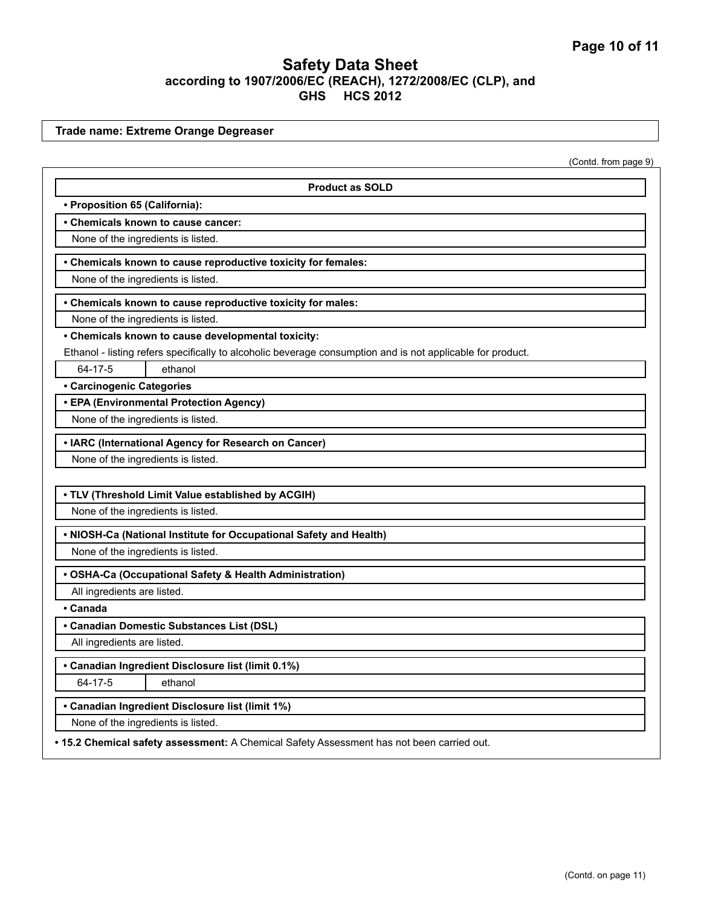# Safety Data Sheet
## according to 1907/2006/EC (REACH), 1272/2008/EC (CLP), and GHS HCS 2012

**Trade name: Extreme Orange Degreaser**

(Contd. from page 9)

**Product as SOLD**

- **Proposition 65 (California):**

- **Chemicals known to cause cancer:**

None of the ingredients is listed.

- **Chemicals known to cause reproductive toxicity for females:**

None of the ingredients is listed.

- **Chemicals known to cause reproductive toxicity for males:**

None of the ingredients is listed.

- **Chemicals known to cause developmental toxicity:**

Ethanol - listing refers specifically to alcoholic beverage consumption and is not applicable for product.

| 64-17-5 | ethanol |
|---|---|

- **Carcinogenic Categories**

- **EPA (Environmental Protection Agency)**

None of the ingredients is listed.

- **IARC (International Agency for Research on Cancer)**

None of the ingredients is listed.

- **TLV (Threshold Limit Value established by ACGIH)**

None of the ingredients is listed.

- **NIOSH-Ca (National Institute for Occupational Safety and Health)**

None of the ingredients is listed.

- **OSHA-Ca (Occupational Safety & Health Administration)**

All ingredients are listed.

- **Canada**

- **Canadian Domestic Substances List (DSL)**

All ingredients are listed.

- **Canadian Ingredient Disclosure list (limit 0.1%)**

| 64-17-5 | ethanol |
|---|---|

- **Canadian Ingredient Disclosure list (limit 1%)**

None of the ingredients is listed.

- **15.2 Chemical safety assessment:** A Chemical Safety Assessment has not been carried out.

(Contd. on page 11)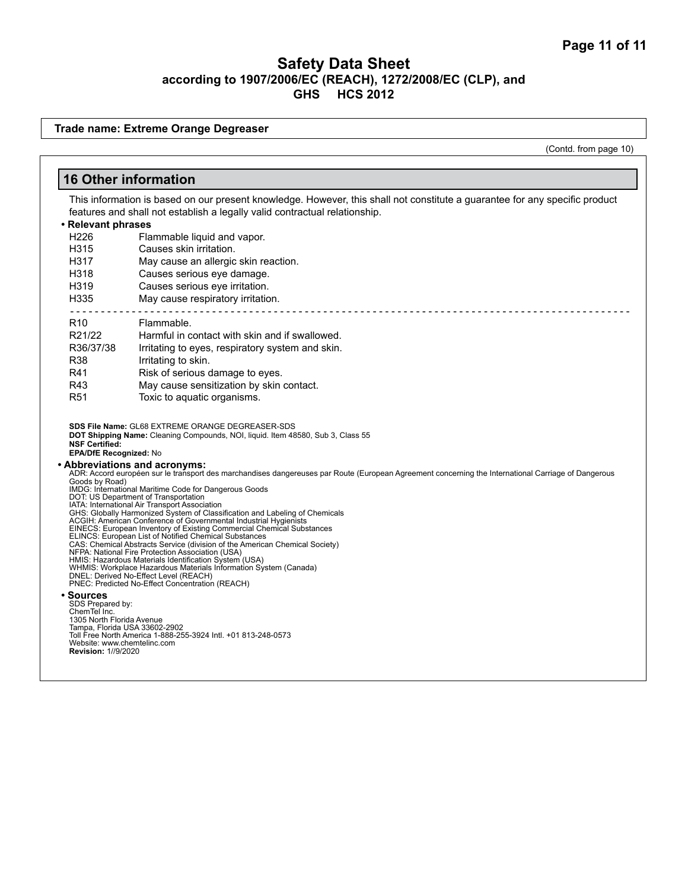**Safety Data Sheet**
**according to 1907/2006/EC (REACH), 1272/2008/EC (CLP), and GHS HCS 2012**

**Trade name: Extreme Orange Degreaser**

(Contd. from page 10)

## 16 Other information

This information is based on our present knowledge. However, this shall not constitute a guarantee for any specific product features and shall not establish a legally valid contractual relationship.

- **Relevant phrases**

| | |
|---|---|
| H226 | Flammable liquid and vapor. |
| H315 | Causes skin irritation. |
| H317 | May cause an allergic skin reaction. |
| H318 | Causes serious eye damage. |
| H319 | Causes serious eye irritation. |
| H335 | May cause respiratory irritation. |

---

| | |
|---|---|
| R10 | Flammable. |
| R21/22 | Harmful in contact with skin and if swallowed. |
| R36/37/38 | Irritating to eyes, respiratory system and skin. |
| R38 | Irritating to skin. |
| R41 | Risk of serious damage to eyes. |
| R43 | May cause sensitization by skin contact. |
| R51 | Toxic to aquatic organisms. |

**SDS File Name:** GL68 EXTREME ORANGE DEGREASER-SDS
**DOT Shipping Name:** Cleaning Compounds, NOI, liquid. Item 48580, Sub 3, Class 55
**NSF Certified:**
**EPA/DfE Recognized:** No

- **Abbreviations and acronyms:**

ADR: Accord européen sur le transport des marchandises dangereuses par Route (European Agreement concerning the International Carriage of Dangerous Goods by Road)
IMDG: International Maritime Code for Dangerous Goods
DOT: US Department of Transportation
IATA: International Air Transport Association
GHS: Globally Harmonized System of Classification and Labeling of Chemicals
ACGIH: American Conference of Governmental Industrial Hygienists
EINECS: European Inventory of Existing Commercial Chemical Substances
ELINCS: European List of Notified Chemical Substances
CAS: Chemical Abstracts Service (division of the American Chemical Society)
NFPA: National Fire Protection Association (USA)
HMIS: Hazardous Materials Identification System (USA)
WHMIS: Workplace Hazardous Materials Information System (Canada)
DNEL: Derived No-Effect Level (REACH)
PNEC: Predicted No-Effect Concentration (REACH)

- **Sources**

SDS Prepared by:
ChemTel Inc.
1305 North Florida Avenue
Tampa, Florida USA 33602-2902
Toll Free North America 1-888-255-3924 Intl. +01 813-248-0573
Website: www.chemtelinc.com
**Revision:** 1//9/2020